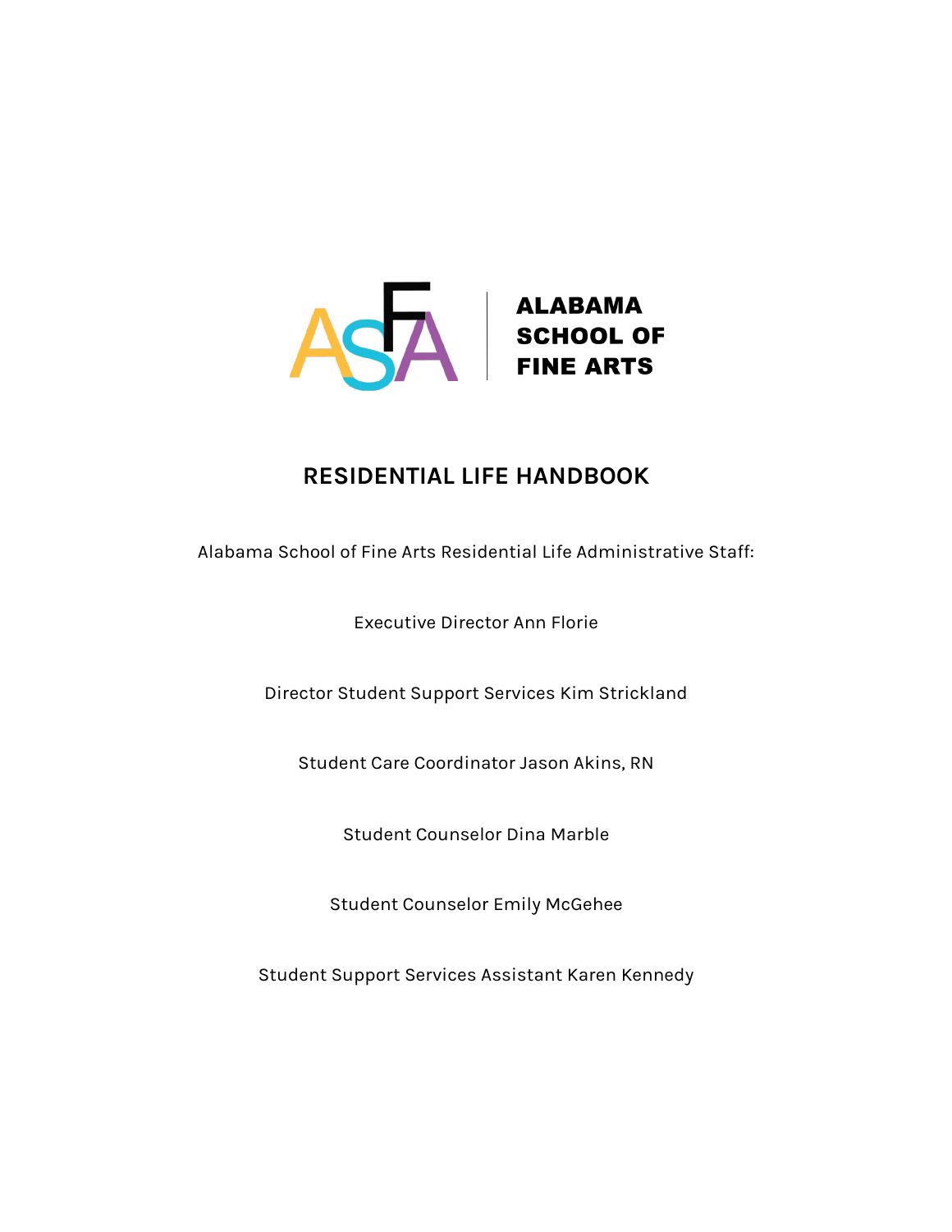ALABAMA SCHOOL OF FINE ARTS

# RESIDENTIAL LIFE HANDBOOK

Alabama School of Fine Arts Residential Life Administrative Staff:

Executive Director Ann Florie

Director Student Support Services Kim Strickland

Student Care Coordinator Jason Akins, RN

Student Counselor Dina Marble

Student Counselor Emily McGehee

Student Support Services Assistant Karen Kennedy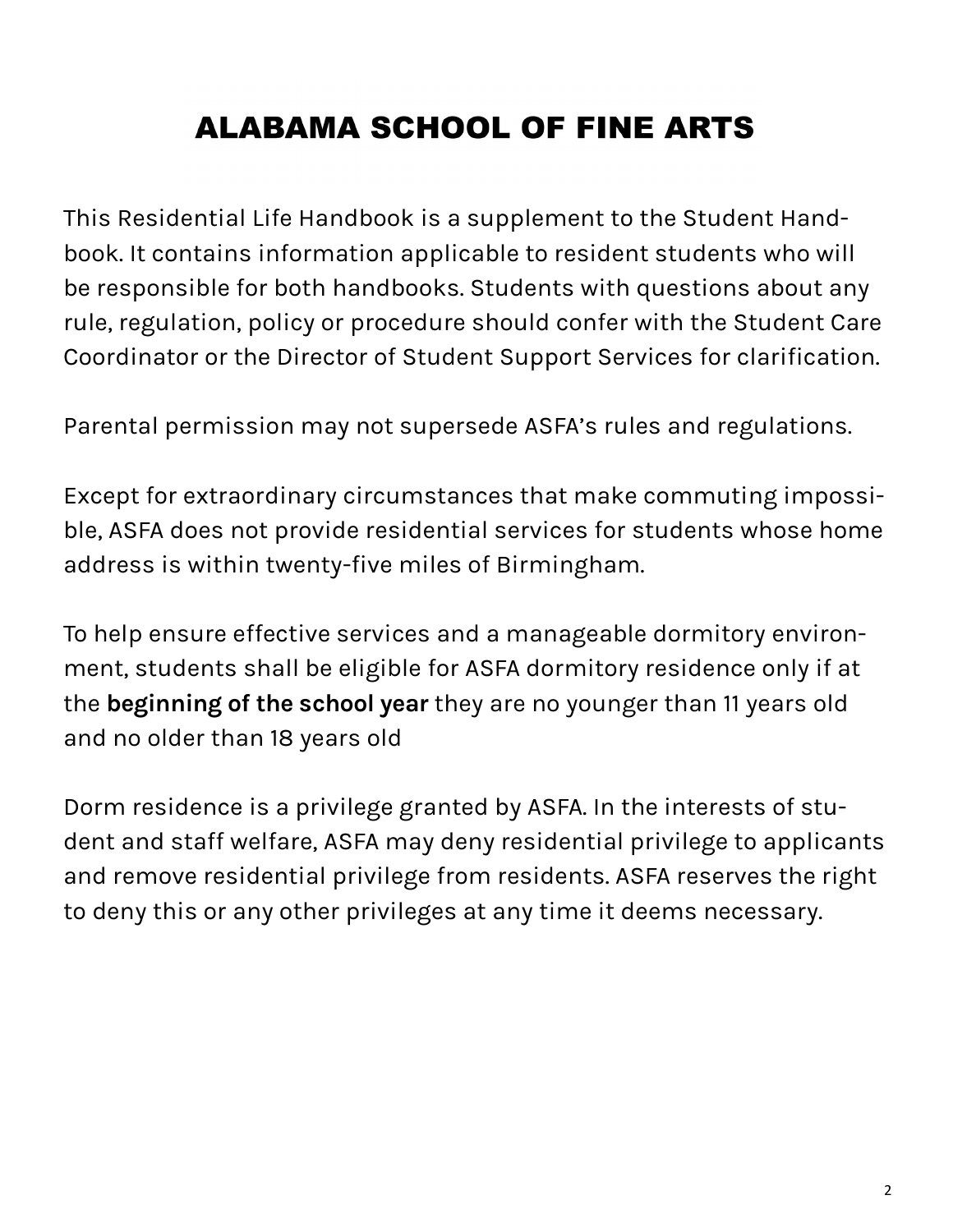# ALABAMA SCHOOL OF FINE ARTS

This Residential Life Handbook is a supplement to the Student Handbook. It contains information applicable to resident students who will be responsible for both handbooks. Students with questions about any rule, regulation, policy or procedure should confer with the Student Care Coordinator or the Director of Student Support Services for clarification.

Parental permission may not supersede ASFA's rules and regulations.

Except for extraordinary circumstances that make commuting impossible, ASFA does not provide residential services for students whose home address is within twenty-five miles of Birmingham.

To help ensure effective services and a manageable dormitory environment, students shall be eligible for ASFA dormitory residence only if at the **beginning of the school year** they are no younger than 11 years old and no older than 18 years old

Dorm residence is a privilege granted by ASFA. In the interests of student and staff welfare, ASFA may deny residential privilege to applicants and remove residential privilege from residents. ASFA reserves the right to deny this or any other privileges at any time it deems necessary.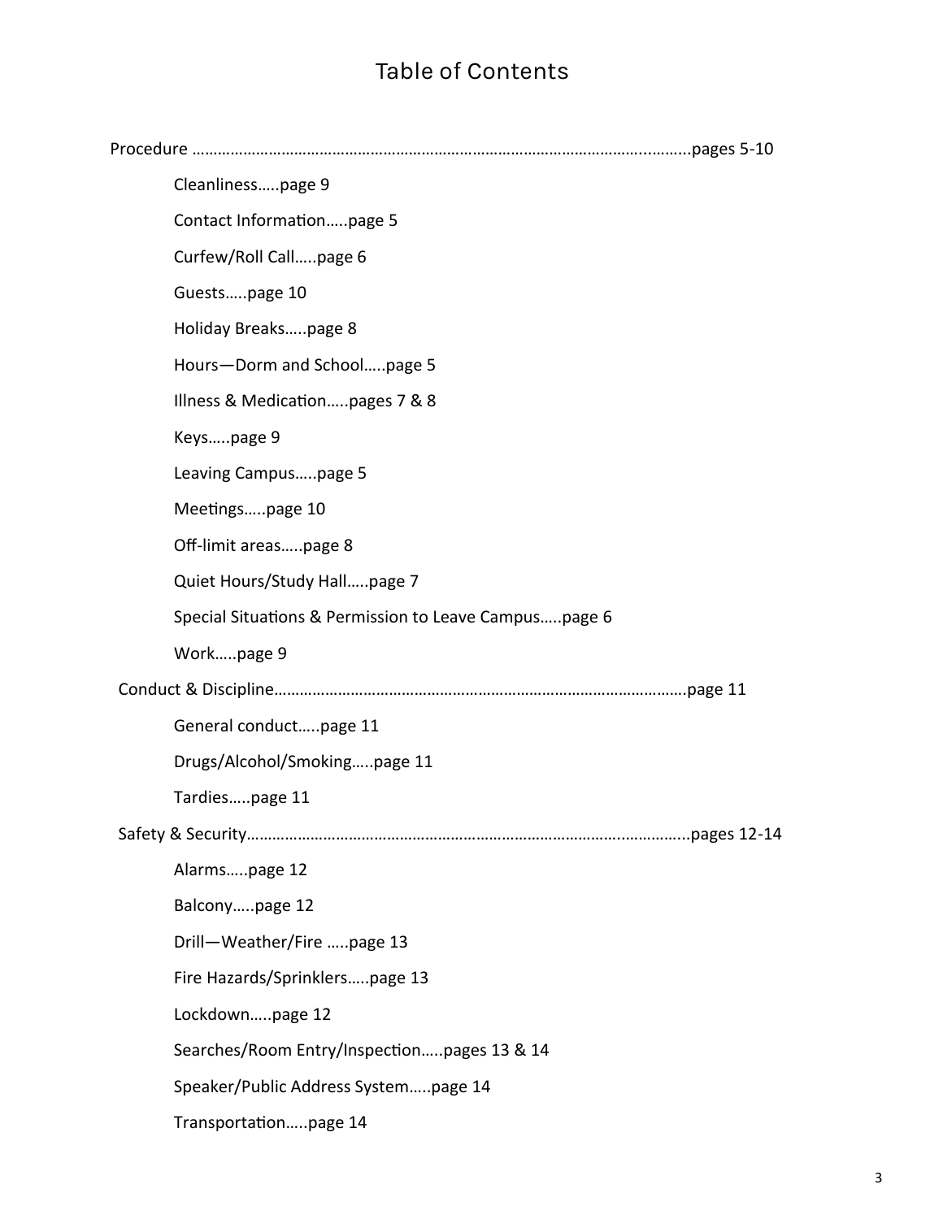# Table of Contents

Procedure ……………………………………………………………………………………………………..……….pages 5-10

- Cleanliness…..page 9
- Contact Information…..page 5
- Curfew/Roll Call…..page 6
- Guests…..page 10
- Holiday Breaks…..page 8
- Hours—Dorm and School…..page 5
- Illness & Medication…..pages 7 & 8
- Keys…..page 9
- Leaving Campus…..page 5
- Meetings…..page 10
- Off-limit areas…..page 8
- Quiet Hours/Study Hall…..page 7
- Special Situations & Permission to Leave Campus…..page 6
- Work…..page 9

Conduct & Discipline…………………………………………………………………………………….page 11

- General conduct…..page 11
- Drugs/Alcohol/Smoking…..page 11
- Tardies…..page 11

Safety & Security……………………………………………………………………………..…………...pages 12-14

- Alarms…..page 12
- Balcony…..page 12
- Drill—Weather/Fire …..page 13
- Fire Hazards/Sprinklers…..page 13
- Lockdown…..page 12
- Searches/Room Entry/Inspection…..pages 13 & 14
- Speaker/Public Address System…..page 14
- Transportation…..page 14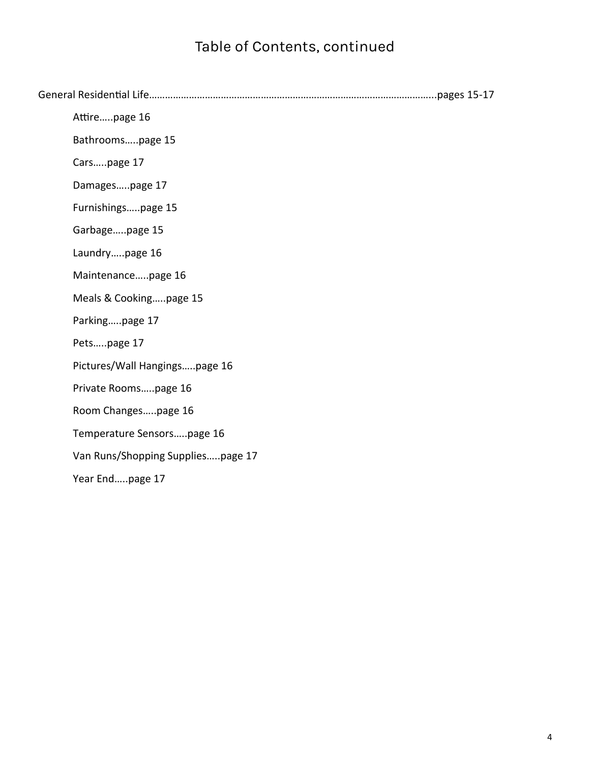# Table of Contents, continued

General Residential Life………………………………………………………………………………………………...pages 15-17

- Attire…..page 16
- Bathrooms…..page 15
- Cars…..page 17
- Damages…..page 17
- Furnishings…..page 15
- Garbage…..page 15
- Laundry…..page 16
- Maintenance…..page 16
- Meals & Cooking…..page 15
- Parking…..page 17
- Pets…..page 17
- Pictures/Wall Hangings…..page 16
- Private Rooms…..page 16
- Room Changes…..page 16
- Temperature Sensors…..page 16
- Van Runs/Shopping Supplies…..page 17
- Year End…..page 17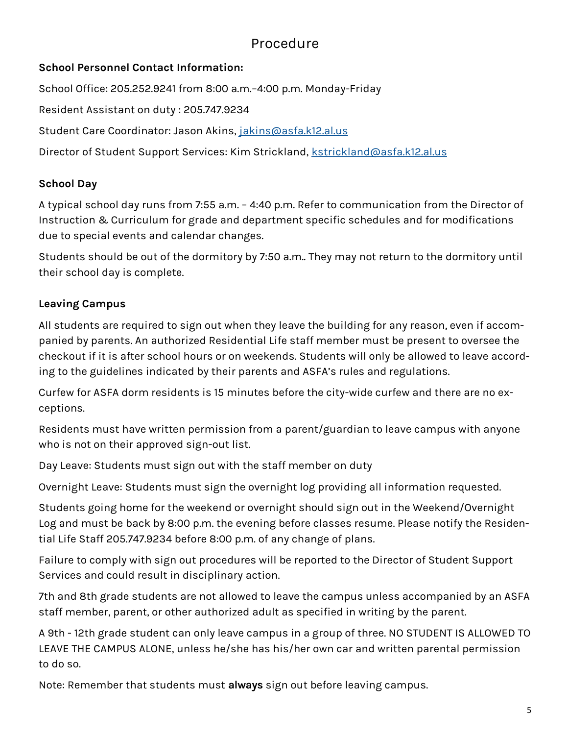# Procedure

**School Personnel Contact Information:**

School Office: 205.252.9241 from 8:00 a.m.–4:00 p.m. Monday-Friday

Resident Assistant on duty : 205.747.9234

Student Care Coordinator: Jason Akins, jakins@asfa.k12.al.us

Director of Student Support Services: Kim Strickland, kstrickland@asfa.k12.al.us

**School Day**

A typical school day runs from 7:55 a.m. – 4:40 p.m. Refer to communication from the Director of Instruction & Curriculum for grade and department specific schedules and for modifications due to special events and calendar changes.

Students should be out of the dormitory by 7:50 a.m.. They may not return to the dormitory until their school day is complete.

**Leaving Campus**

All students are required to sign out when they leave the building for any reason, even if accompanied by parents. An authorized Residential Life staff member must be present to oversee the checkout if it is after school hours or on weekends. Students will only be allowed to leave according to the guidelines indicated by their parents and ASFA's rules and regulations.

Curfew for ASFA dorm residents is 15 minutes before the city-wide curfew and there are no exceptions.

Residents must have written permission from a parent/guardian to leave campus with anyone who is not on their approved sign-out list.

Day Leave: Students must sign out with the staff member on duty

Overnight Leave: Students must sign the overnight log providing all information requested.

Students going home for the weekend or overnight should sign out in the Weekend/Overnight Log and must be back by 8:00 p.m. the evening before classes resume. Please notify the Residential Life Staff 205.747.9234 before 8:00 p.m. of any change of plans.

Failure to comply with sign out procedures will be reported to the Director of Student Support Services and could result in disciplinary action.

7th and 8th grade students are not allowed to leave the campus unless accompanied by an ASFA staff member, parent, or other authorized adult as specified in writing by the parent.

A 9th - 12th grade student can only leave campus in a group of three. NO STUDENT IS ALLOWED TO LEAVE THE CAMPUS ALONE, unless he/she has his/her own car and written parental permission to do so.

Note: Remember that students must **always** sign out before leaving campus.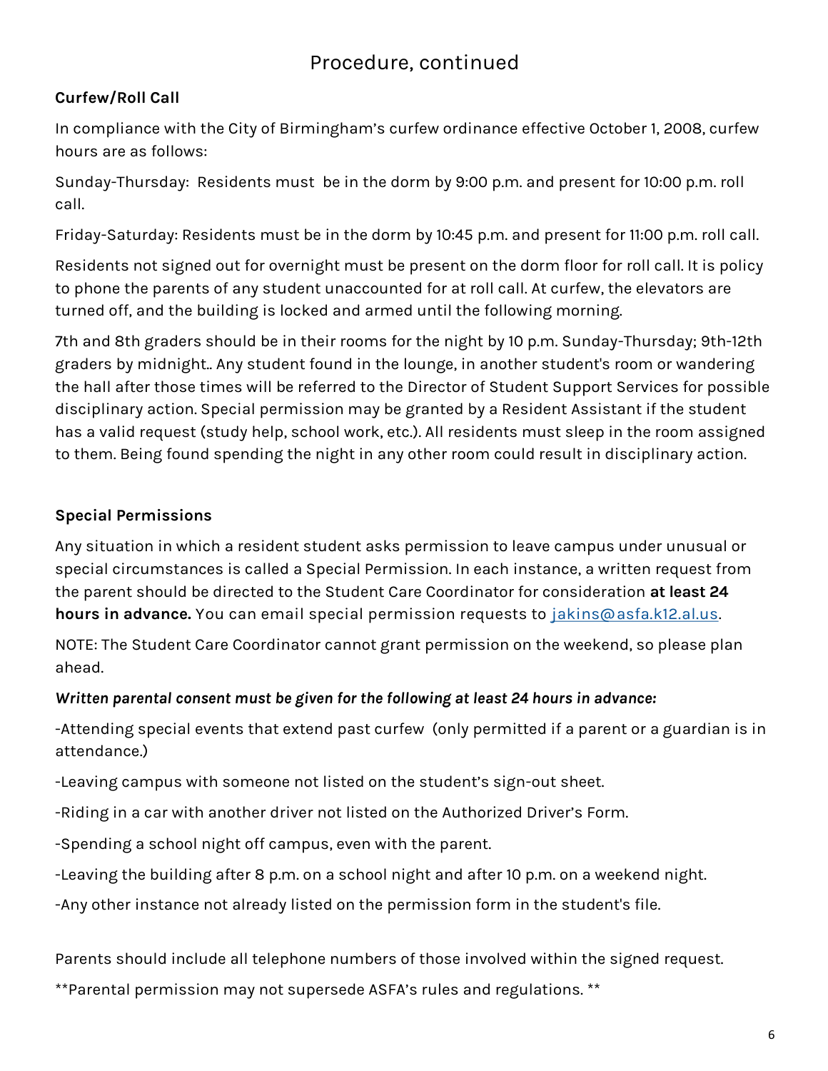## Procedure, continued

**Curfew/Roll Call**

In compliance with the City of Birmingham's curfew ordinance effective October 1, 2008, curfew hours are as follows:

Sunday-Thursday: Residents must be in the dorm by 9:00 p.m. and present for 10:00 p.m. roll call.

Friday-Saturday: Residents must be in the dorm by 10:45 p.m. and present for 11:00 p.m. roll call.

Residents not signed out for overnight must be present on the dorm floor for roll call. It is policy to phone the parents of any student unaccounted for at roll call. At curfew, the elevators are turned off, and the building is locked and armed until the following morning.

7th and 8th graders should be in their rooms for the night by 10 p.m. Sunday-Thursday; 9th-12th graders by midnight.. Any student found in the lounge, in another student's room or wandering the hall after those times will be referred to the Director of Student Support Services for possible disciplinary action. Special permission may be granted by a Resident Assistant if the student has a valid request (study help, school work, etc.). All residents must sleep in the room assigned to them. Being found spending the night in any other room could result in disciplinary action.

**Special Permissions**

Any situation in which a resident student asks permission to leave campus under unusual or special circumstances is called a Special Permission. In each instance, a written request from the parent should be directed to the Student Care Coordinator for consideration **at least 24 hours in advance.** You can email special permission requests to [jakins@asfa.k12.al.us](mailto:jakins@asfa.k12.al.us).

NOTE: The Student Care Coordinator cannot grant permission on the weekend, so please plan ahead.

***Written parental consent must be given for the following at least 24 hours in advance:***

-Attending special events that extend past curfew (only permitted if a parent or a guardian is in attendance.)

-Leaving campus with someone not listed on the student's sign-out sheet.

-Riding in a car with another driver not listed on the Authorized Driver's Form.

-Spending a school night off campus, even with the parent.

-Leaving the building after 8 p.m. on a school night and after 10 p.m. on a weekend night.

-Any other instance not already listed on the permission form in the student's file.

Parents should include all telephone numbers of those involved within the signed request.

**Parental permission may not supersede ASFA's rules and regulations. **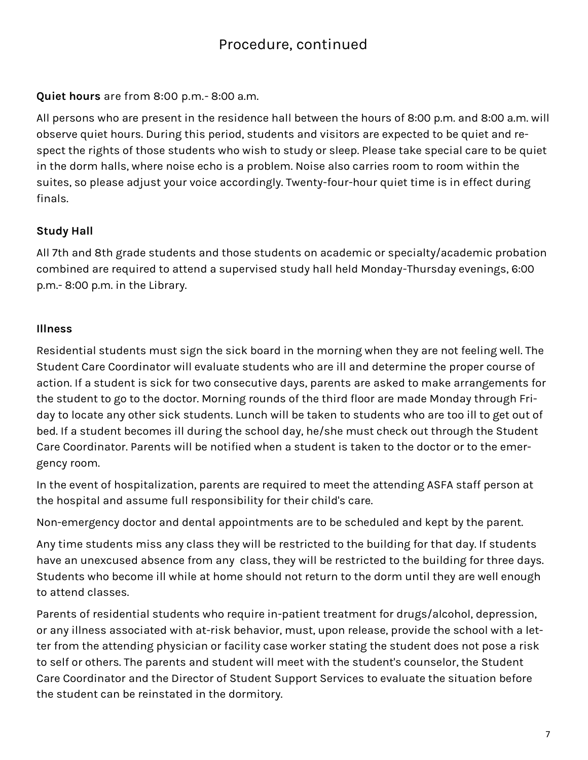## Procedure, continued

**Quiet hours** are from 8:00 p.m.- 8:00 a.m.

All persons who are present in the residence hall between the hours of 8:00 p.m. and 8:00 a.m. will observe quiet hours. During this period, students and visitors are expected to be quiet and respect the rights of those students who wish to study or sleep. Please take special care to be quiet in the dorm halls, where noise echo is a problem. Noise also carries room to room within the suites, so please adjust your voice accordingly. Twenty-four-hour quiet time is in effect during finals.

**Study Hall**

All 7th and 8th grade students and those students on academic or specialty/academic probation combined are required to attend a supervised study hall held Monday-Thursday evenings, 6:00 p.m.- 8:00 p.m. in the Library.

**Illness**

Residential students must sign the sick board in the morning when they are not feeling well. The Student Care Coordinator will evaluate students who are ill and determine the proper course of action. If a student is sick for two consecutive days, parents are asked to make arrangements for the student to go to the doctor. Morning rounds of the third floor are made Monday through Friday to locate any other sick students. Lunch will be taken to students who are too ill to get out of bed. If a student becomes ill during the school day, he/she must check out through the Student Care Coordinator. Parents will be notified when a student is taken to the doctor or to the emergency room.

In the event of hospitalization, parents are required to meet the attending ASFA staff person at the hospital and assume full responsibility for their child's care.

Non-emergency doctor and dental appointments are to be scheduled and kept by the parent.

Any time students miss any class they will be restricted to the building for that day. If students have an unexcused absence from any class, they will be restricted to the building for three days. Students who become ill while at home should not return to the dorm until they are well enough to attend classes.

Parents of residential students who require in-patient treatment for drugs/alcohol, depression, or any illness associated with at-risk behavior, must, upon release, provide the school with a letter from the attending physician or facility case worker stating the student does not pose a risk to self or others. The parents and student will meet with the student's counselor, the Student Care Coordinator and the Director of Student Support Services to evaluate the situation before the student can be reinstated in the dormitory.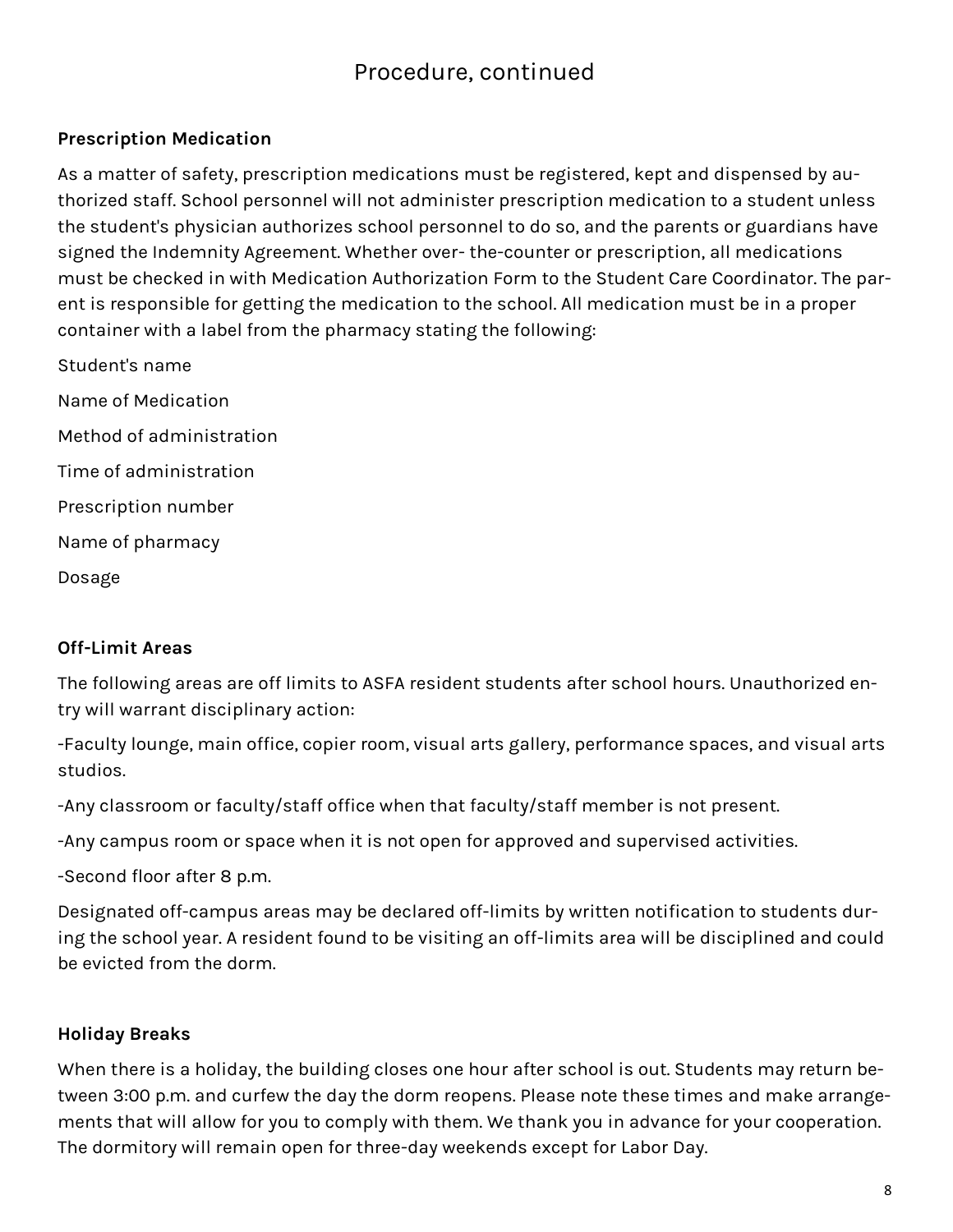# Procedure, continued

**Prescription Medication**

As a matter of safety, prescription medications must be registered, kept and dispensed by authorized staff. School personnel will not administer prescription medication to a student unless the student's physician authorizes school personnel to do so, and the parents or guardians have signed the Indemnity Agreement. Whether over- the-counter or prescription, all medications must be checked in with Medication Authorization Form to the Student Care Coordinator. The parent is responsible for getting the medication to the school. All medication must be in a proper container with a label from the pharmacy stating the following:

Student's name

Name of Medication

Method of administration

Time of administration

Prescription number

Name of pharmacy

Dosage

**Off-Limit Areas**

The following areas are off limits to ASFA resident students after school hours. Unauthorized entry will warrant disciplinary action:

-Faculty lounge, main office, copier room, visual arts gallery, performance spaces, and visual arts studios.

-Any classroom or faculty/staff office when that faculty/staff member is not present.

-Any campus room or space when it is not open for approved and supervised activities.

-Second floor after 8 p.m.

Designated off-campus areas may be declared off-limits by written notification to students during the school year. A resident found to be visiting an off-limits area will be disciplined and could be evicted from the dorm.

**Holiday Breaks**

When there is a holiday, the building closes one hour after school is out. Students may return between 3:00 p.m. and curfew the day the dorm reopens. Please note these times and make arrangements that will allow for you to comply with them. We thank you in advance for your cooperation. The dormitory will remain open for three-day weekends except for Labor Day.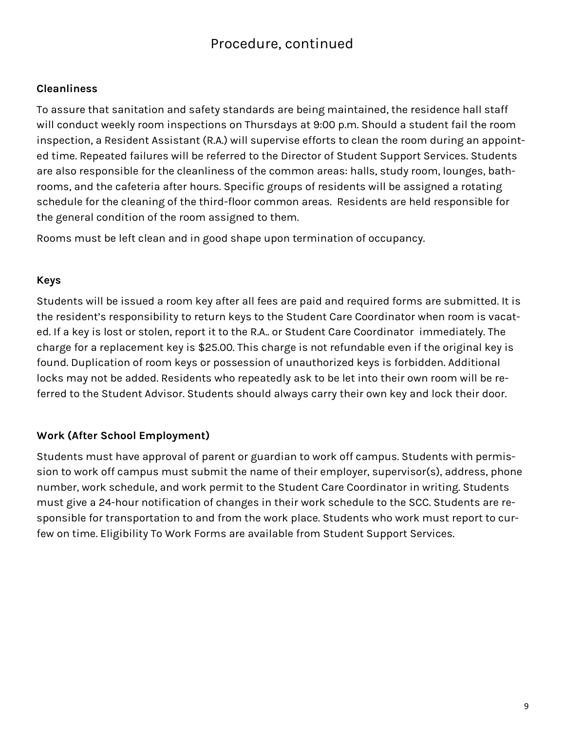# Procedure, continued

## Cleanliness

To assure that sanitation and safety standards are being maintained, the residence hall staff will conduct weekly room inspections on Thursdays at 9:00 p.m. Should a student fail the room inspection, a Resident Assistant (R.A.) will supervise efforts to clean the room during an appointed time. Repeated failures will be referred to the Director of Student Support Services. Students are also responsible for the cleanliness of the common areas: halls, study room, lounges, bathrooms, and the cafeteria after hours. Specific groups of residents will be assigned a rotating schedule for the cleaning of the third-floor common areas. Residents are held responsible for the general condition of the room assigned to them.

Rooms must be left clean and in good shape upon termination of occupancy.

## Keys

Students will be issued a room key after all fees are paid and required forms are submitted. It is the resident's responsibility to return keys to the Student Care Coordinator when room is vacated. If a key is lost or stolen, report it to the R.A.. or Student Care Coordinator immediately. The charge for a replacement key is $25.00. This charge is not refundable even if the original key is found. Duplication of room keys or possession of unauthorized keys is forbidden. Additional locks may not be added. Residents who repeatedly ask to be let into their own room will be referred to the Student Advisor. Students should always carry their own key and lock their door.

## Work (After School Employment)

Students must have approval of parent or guardian to work off campus. Students with permission to work off campus must submit the name of their employer, supervisor(s), address, phone number, work schedule, and work permit to the Student Care Coordinator in writing. Students must give a 24-hour notification of changes in their work schedule to the SCC. Students are responsible for transportation to and from the work place. Students who work must report to curfew on time. Eligibility To Work Forms are available from Student Support Services.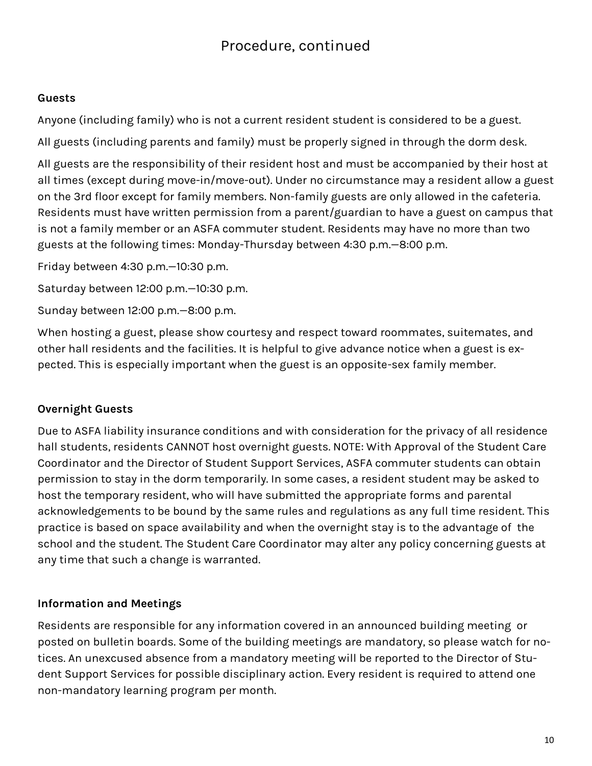## Procedure, continued

### Guests

Anyone (including family) who is not a current resident student is considered to be a guest.

All guests (including parents and family) must be properly signed in through the dorm desk.

All guests are the responsibility of their resident host and must be accompanied by their host at all times (except during move-in/move-out). Under no circumstance may a resident allow a guest on the 3rd floor except for family members. Non-family guests are only allowed in the cafeteria. Residents must have written permission from a parent/guardian to have a guest on campus that is not a family member or an ASFA commuter student. Residents may have no more than two guests at the following times: Monday-Thursday between 4:30 p.m.—8:00 p.m.

Friday between 4:30 p.m.—10:30 p.m.

Saturday between 12:00 p.m.—10:30 p.m.

Sunday between 12:00 p.m.—8:00 p.m.

When hosting a guest, please show courtesy and respect toward roommates, suitemates, and other hall residents and the facilities. It is helpful to give advance notice when a guest is expected. This is especially important when the guest is an opposite-sex family member.

### Overnight Guests

Due to ASFA liability insurance conditions and with consideration for the privacy of all residence hall students, residents CANNOT host overnight guests. NOTE: With Approval of the Student Care Coordinator and the Director of Student Support Services, ASFA commuter students can obtain permission to stay in the dorm temporarily. In some cases, a resident student may be asked to host the temporary resident, who will have submitted the appropriate forms and parental acknowledgements to be bound by the same rules and regulations as any full time resident. This practice is based on space availability and when the overnight stay is to the advantage of the school and the student. The Student Care Coordinator may alter any policy concerning guests at any time that such a change is warranted.

### Information and Meetings

Residents are responsible for any information covered in an announced building meeting or posted on bulletin boards. Some of the building meetings are mandatory, so please watch for notices. An unexcused absence from a mandatory meeting will be reported to the Director of Student Support Services for possible disciplinary action. Every resident is required to attend one non-mandatory learning program per month.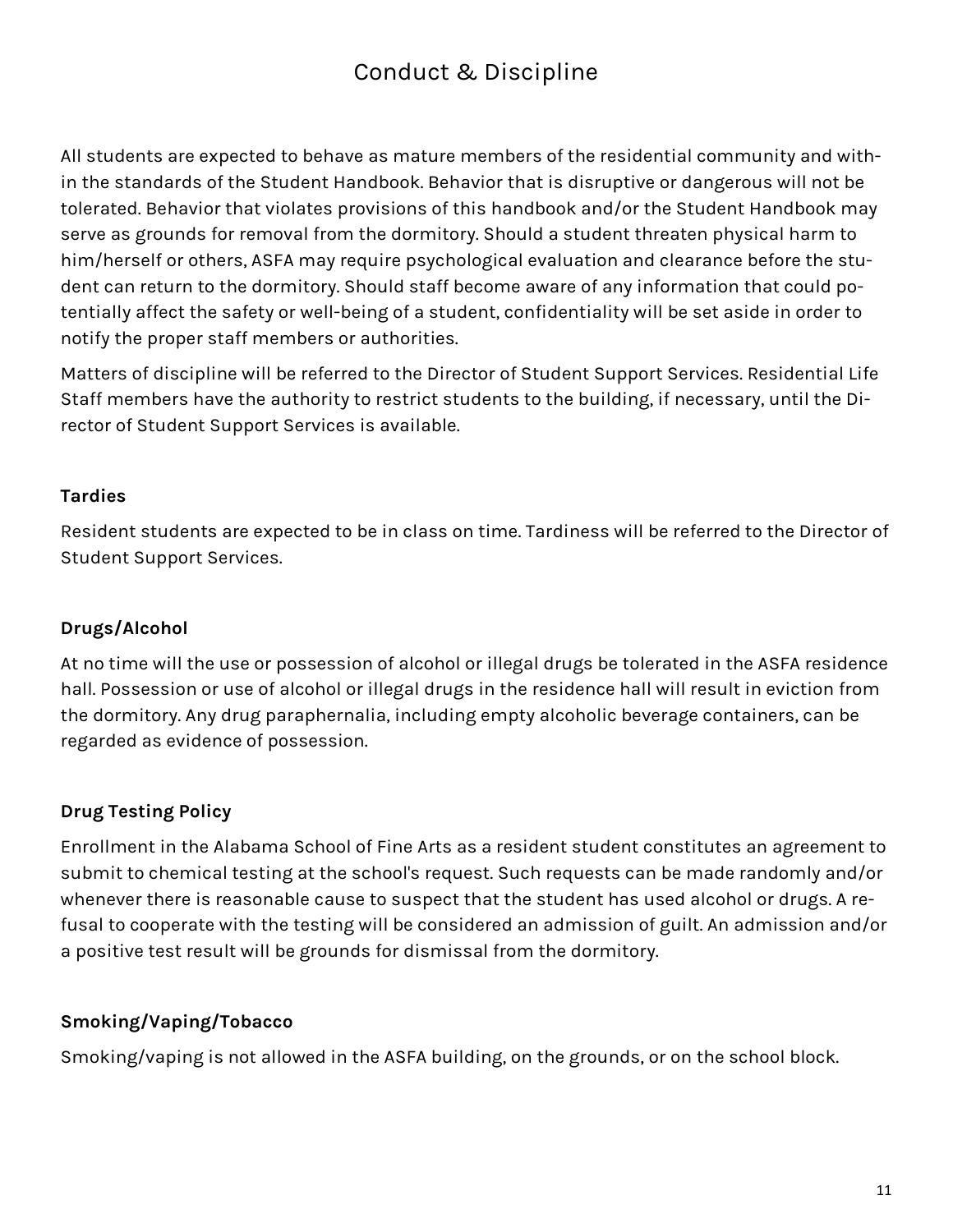# Conduct & Discipline

All students are expected to behave as mature members of the residential community and within the standards of the Student Handbook. Behavior that is disruptive or dangerous will not be tolerated. Behavior that violates provisions of this handbook and/or the Student Handbook may serve as grounds for removal from the dormitory. Should a student threaten physical harm to him/herself or others, ASFA may require psychological evaluation and clearance before the student can return to the dormitory. Should staff become aware of any information that could potentially affect the safety or well-being of a student, confidentiality will be set aside in order to notify the proper staff members or authorities.

Matters of discipline will be referred to the Director of Student Support Services. Residential Life Staff members have the authority to restrict students to the building, if necessary, until the Director of Student Support Services is available.

### Tardies

Resident students are expected to be in class on time. Tardiness will be referred to the Director of Student Support Services.

### Drugs/Alcohol

At no time will the use or possession of alcohol or illegal drugs be tolerated in the ASFA residence hall. Possession or use of alcohol or illegal drugs in the residence hall will result in eviction from the dormitory. Any drug paraphernalia, including empty alcoholic beverage containers, can be regarded as evidence of possession.

### Drug Testing Policy

Enrollment in the Alabama School of Fine Arts as a resident student constitutes an agreement to submit to chemical testing at the school's request. Such requests can be made randomly and/or whenever there is reasonable cause to suspect that the student has used alcohol or drugs. A refusal to cooperate with the testing will be considered an admission of guilt. An admission and/or a positive test result will be grounds for dismissal from the dormitory.

### Smoking/Vaping/Tobacco

Smoking/vaping is not allowed in the ASFA building, on the grounds, or on the school block.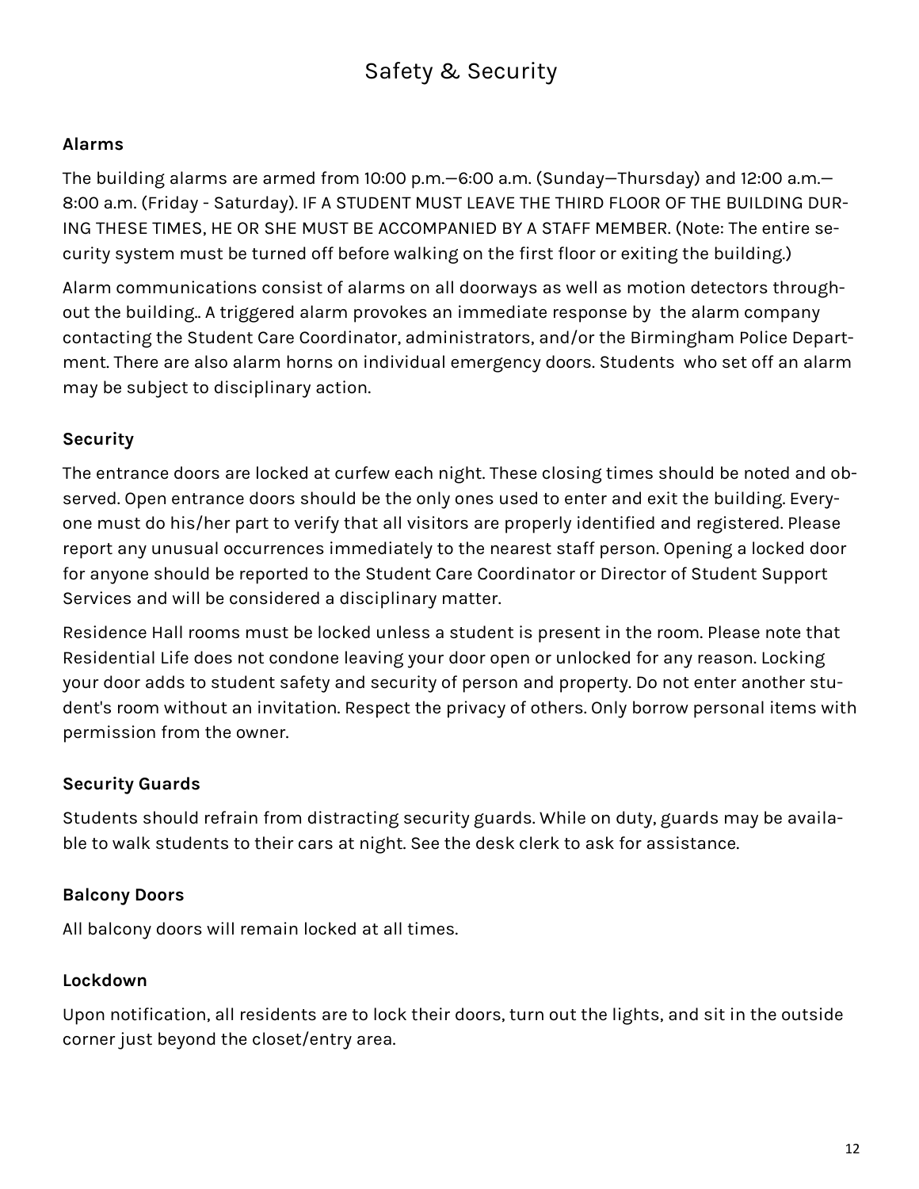# Safety & Security

**Alarms**

The building alarms are armed from 10:00 p.m.—6:00 a.m. (Sunday—Thursday) and 12:00 a.m.—8:00 a.m. (Friday - Saturday). IF A STUDENT MUST LEAVE THE THIRD FLOOR OF THE BUILDING DURING THESE TIMES, HE OR SHE MUST BE ACCOMPANIED BY A STAFF MEMBER. (Note: The entire security system must be turned off before walking on the first floor or exiting the building.)

Alarm communications consist of alarms on all doorways as well as motion detectors throughout the building.. A triggered alarm provokes an immediate response by the alarm company contacting the Student Care Coordinator, administrators, and/or the Birmingham Police Department. There are also alarm horns on individual emergency doors. Students who set off an alarm may be subject to disciplinary action.

**Security**

The entrance doors are locked at curfew each night. These closing times should be noted and observed. Open entrance doors should be the only ones used to enter and exit the building. Everyone must do his/her part to verify that all visitors are properly identified and registered. Please report any unusual occurrences immediately to the nearest staff person. Opening a locked door for anyone should be reported to the Student Care Coordinator or Director of Student Support Services and will be considered a disciplinary matter.

Residence Hall rooms must be locked unless a student is present in the room. Please note that Residential Life does not condone leaving your door open or unlocked for any reason. Locking your door adds to student safety and security of person and property. Do not enter another student's room without an invitation. Respect the privacy of others. Only borrow personal items with permission from the owner.

**Security Guards**

Students should refrain from distracting security guards. While on duty, guards may be available to walk students to their cars at night. See the desk clerk to ask for assistance.

**Balcony Doors**

All balcony doors will remain locked at all times.

**Lockdown**

Upon notification, all residents are to lock their doors, turn out the lights, and sit in the outside corner just beyond the closet/entry area.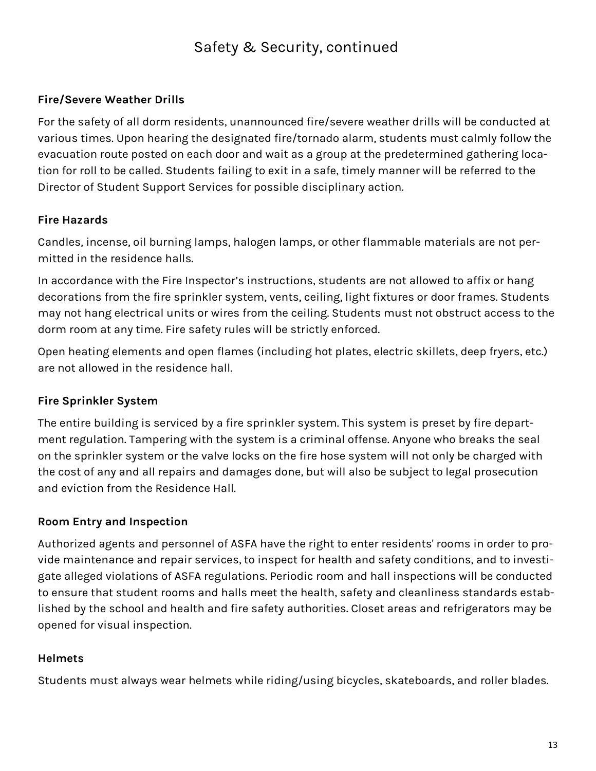# Safety & Security, continued

### Fire/Severe Weather Drills

For the safety of all dorm residents, unannounced fire/severe weather drills will be conducted at various times. Upon hearing the designated fire/tornado alarm, students must calmly follow the evacuation route posted on each door and wait as a group at the predetermined gathering location for roll to be called. Students failing to exit in a safe, timely manner will be referred to the Director of Student Support Services for possible disciplinary action.

### Fire Hazards

Candles, incense, oil burning lamps, halogen lamps, or other flammable materials are not permitted in the residence halls.

In accordance with the Fire Inspector's instructions, students are not allowed to affix or hang decorations from the fire sprinkler system, vents, ceiling, light fixtures or door frames. Students may not hang electrical units or wires from the ceiling. Students must not obstruct access to the dorm room at any time. Fire safety rules will be strictly enforced.

Open heating elements and open flames (including hot plates, electric skillets, deep fryers, etc.) are not allowed in the residence hall.

### Fire Sprinkler System

The entire building is serviced by a fire sprinkler system. This system is preset by fire department regulation. Tampering with the system is a criminal offense. Anyone who breaks the seal on the sprinkler system or the valve locks on the fire hose system will not only be charged with the cost of any and all repairs and damages done, but will also be subject to legal prosecution and eviction from the Residence Hall.

### Room Entry and Inspection

Authorized agents and personnel of ASFA have the right to enter residents' rooms in order to provide maintenance and repair services, to inspect for health and safety conditions, and to investigate alleged violations of ASFA regulations. Periodic room and hall inspections will be conducted to ensure that student rooms and halls meet the health, safety and cleanliness standards established by the school and health and fire safety authorities. Closet areas and refrigerators may be opened for visual inspection.

### Helmets

Students must always wear helmets while riding/using bicycles, skateboards, and roller blades.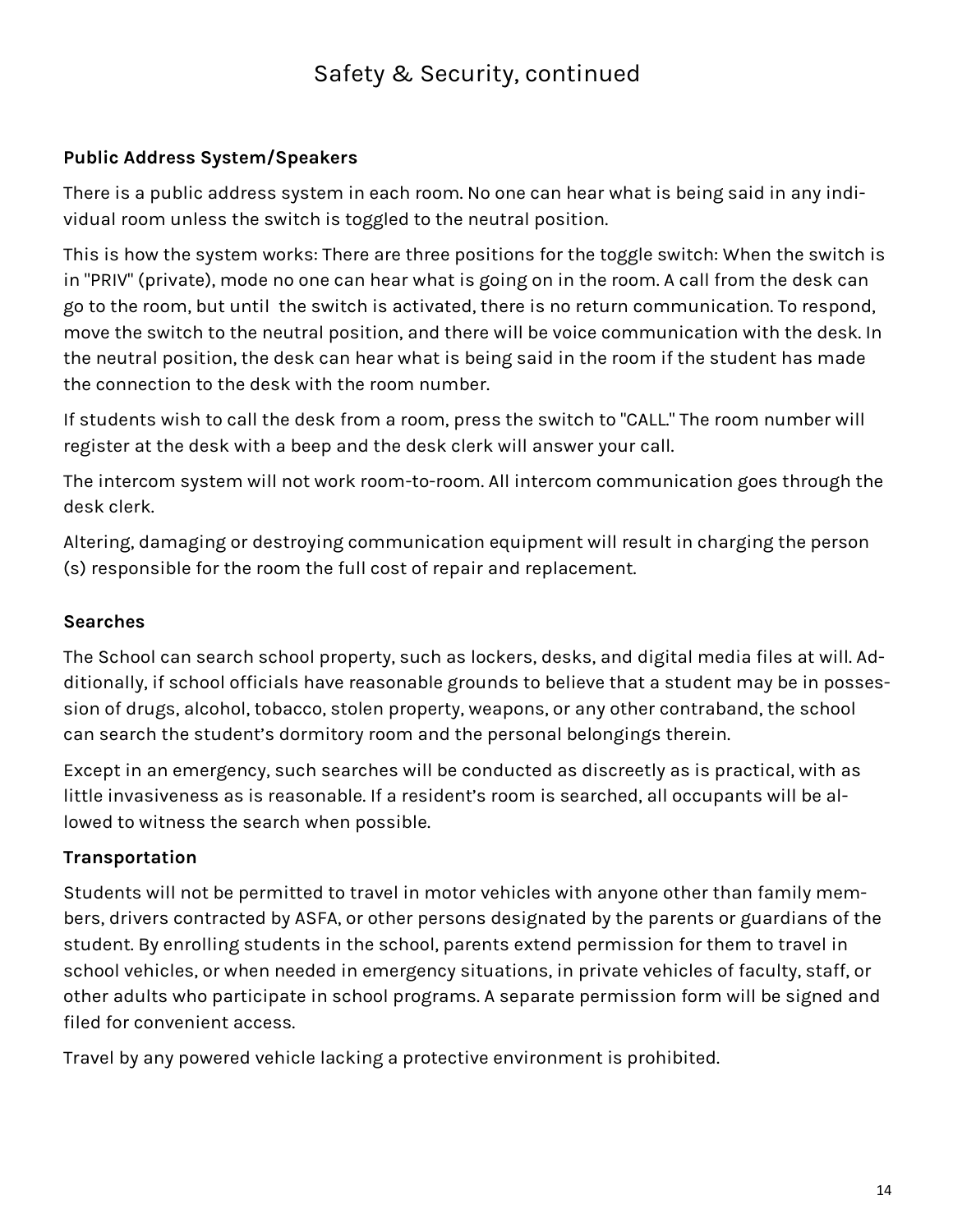# Safety & Security, continued

**Public Address System/Speakers**

There is a public address system in each room. No one can hear what is being said in any individual room unless the switch is toggled to the neutral position.

This is how the system works: There are three positions for the toggle switch: When the switch is in "PRIV" (private), mode no one can hear what is going on in the room. A call from the desk can go to the room, but until the switch is activated, there is no return communication. To respond, move the switch to the neutral position, and there will be voice communication with the desk. In the neutral position, the desk can hear what is being said in the room if the student has made the connection to the desk with the room number.

If students wish to call the desk from a room, press the switch to "CALL." The room number will register at the desk with a beep and the desk clerk will answer your call.

The intercom system will not work room-to-room. All intercom communication goes through the desk clerk.

Altering, damaging or destroying communication equipment will result in charging the person (s) responsible for the room the full cost of repair and replacement.

**Searches**

The School can search school property, such as lockers, desks, and digital media files at will. Additionally, if school officials have reasonable grounds to believe that a student may be in possession of drugs, alcohol, tobacco, stolen property, weapons, or any other contraband, the school can search the student's dormitory room and the personal belongings therein.

Except in an emergency, such searches will be conducted as discreetly as is practical, with as little invasiveness as is reasonable. If a resident's room is searched, all occupants will be allowed to witness the search when possible.

**Transportation**

Students will not be permitted to travel in motor vehicles with anyone other than family members, drivers contracted by ASFA, or other persons designated by the parents or guardians of the student. By enrolling students in the school, parents extend permission for them to travel in school vehicles, or when needed in emergency situations, in private vehicles of faculty, staff, or other adults who participate in school programs. A separate permission form will be signed and filed for convenient access.

Travel by any powered vehicle lacking a protective environment is prohibited.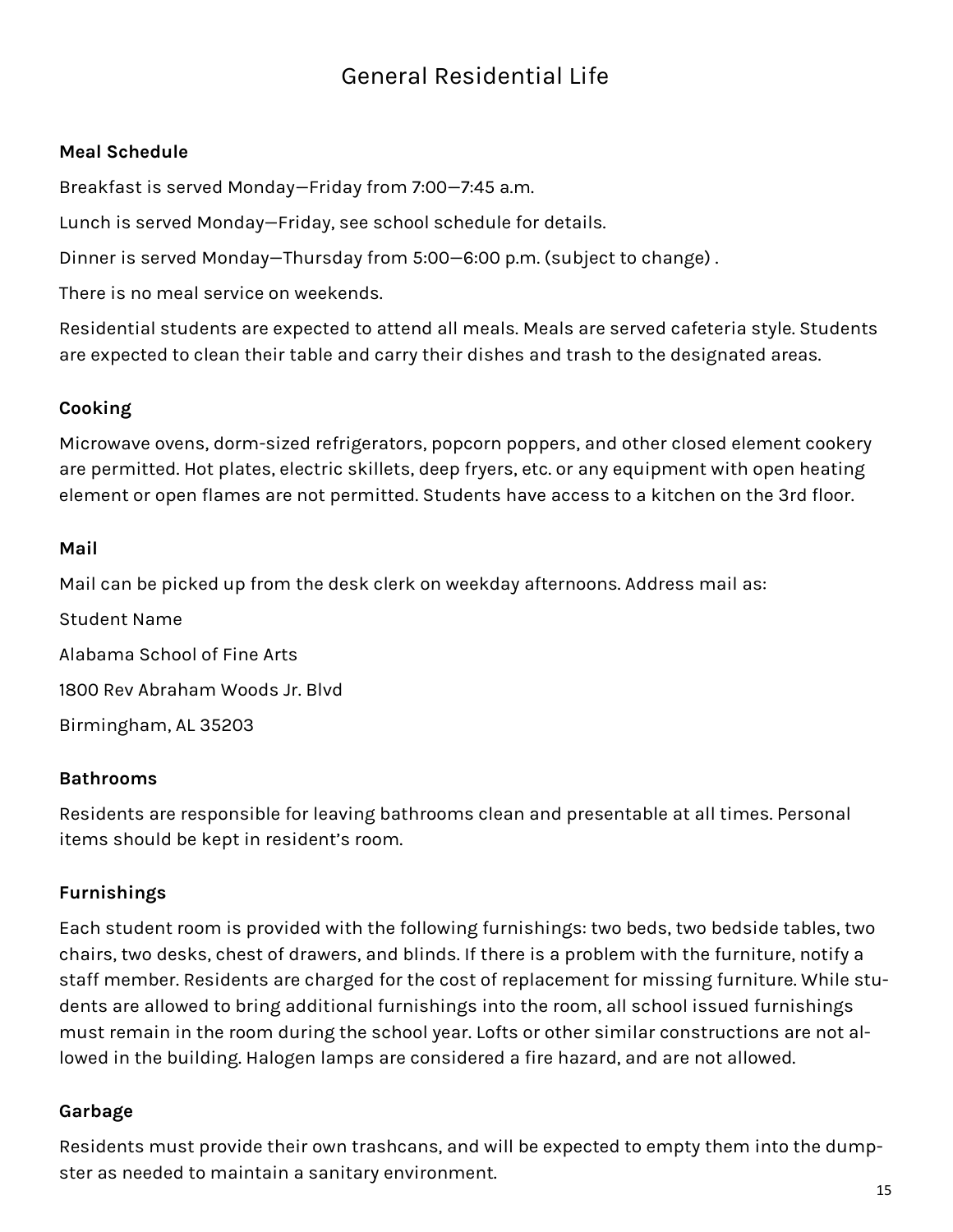# General Residential Life

**Meal Schedule**

Breakfast is served Monday—Friday from 7:00—7:45 a.m.

Lunch is served Monday—Friday, see school schedule for details.

Dinner is served Monday—Thursday from 5:00—6:00 p.m. (subject to change) .

There is no meal service on weekends.

Residential students are expected to attend all meals. Meals are served cafeteria style. Students are expected to clean their table and carry their dishes and trash to the designated areas.

**Cooking**

Microwave ovens, dorm-sized refrigerators, popcorn poppers, and other closed element cookery are permitted. Hot plates, electric skillets, deep fryers, etc. or any equipment with open heating element or open flames are not permitted. Students have access to a kitchen on the 3rd floor.

**Mail**

Mail can be picked up from the desk clerk on weekday afternoons. Address mail as:

Student Name

Alabama School of Fine Arts

1800 Rev Abraham Woods Jr. Blvd

Birmingham, AL 35203

**Bathrooms**

Residents are responsible for leaving bathrooms clean and presentable at all times. Personal items should be kept in resident's room.

**Furnishings**

Each student room is provided with the following furnishings: two beds, two bedside tables, two chairs, two desks, chest of drawers, and blinds. If there is a problem with the furniture, notify a staff member. Residents are charged for the cost of replacement for missing furniture. While students are allowed to bring additional furnishings into the room, all school issued furnishings must remain in the room during the school year. Lofts or other similar constructions are not allowed in the building. Halogen lamps are considered a fire hazard, and are not allowed.

**Garbage**

Residents must provide their own trashcans, and will be expected to empty them into the dumpster as needed to maintain a sanitary environment.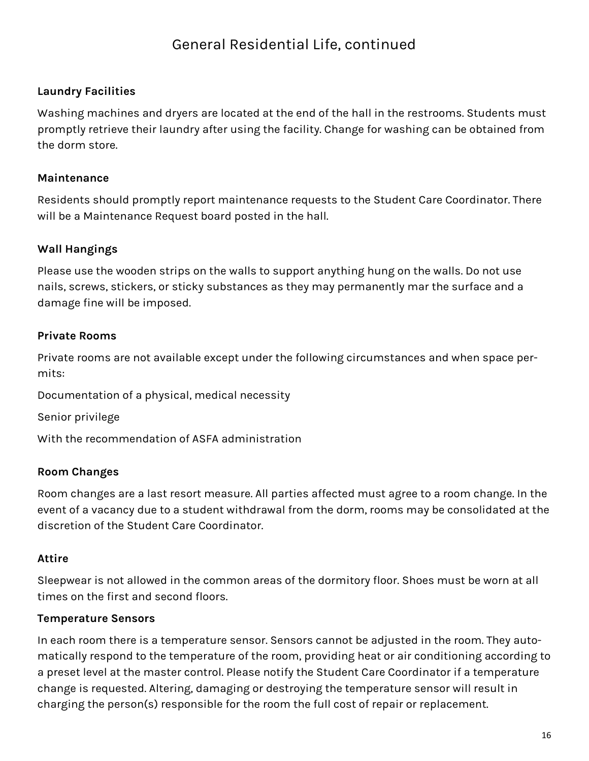# General Residential Life, continued

### Laundry Facilities

Washing machines and dryers are located at the end of the hall in the restrooms. Students must promptly retrieve their laundry after using the facility. Change for washing can be obtained from the dorm store.

### Maintenance

Residents should promptly report maintenance requests to the Student Care Coordinator. There will be a Maintenance Request board posted in the hall.

### Wall Hangings

Please use the wooden strips on the walls to support anything hung on the walls. Do not use nails, screws, stickers, or sticky substances as they may permanently mar the surface and a damage fine will be imposed.

### Private Rooms

Private rooms are not available except under the following circumstances and when space permits:

Documentation of a physical, medical necessity

Senior privilege

With the recommendation of ASFA administration

### Room Changes

Room changes are a last resort measure. All parties affected must agree to a room change. In the event of a vacancy due to a student withdrawal from the dorm, rooms may be consolidated at the discretion of the Student Care Coordinator.

### Attire

Sleepwear is not allowed in the common areas of the dormitory floor. Shoes must be worn at all times on the first and second floors.

### Temperature Sensors

In each room there is a temperature sensor. Sensors cannot be adjusted in the room. They automatically respond to the temperature of the room, providing heat or air conditioning according to a preset level at the master control. Please notify the Student Care Coordinator if a temperature change is requested. Altering, damaging or destroying the temperature sensor will result in charging the person(s) responsible for the room the full cost of repair or replacement.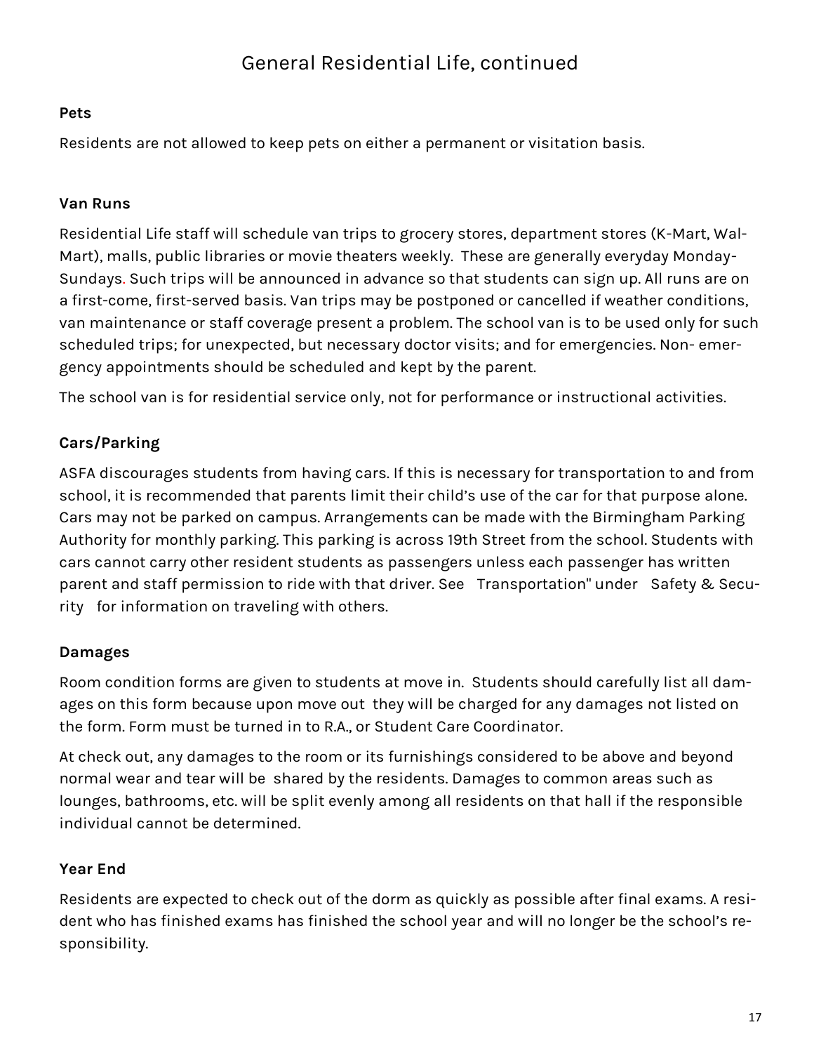# General Residential Life, continued

**Pets**

Residents are not allowed to keep pets on either a permanent or visitation basis.

**Van Runs**

Residential Life staff will schedule van trips to grocery stores, department stores (K-Mart, Wal-Mart), malls, public libraries or movie theaters weekly. These are generally everyday Monday-Sundays. Such trips will be announced in advance so that students can sign up. All runs are on a first-come, first-served basis. Van trips may be postponed or cancelled if weather conditions, van maintenance or staff coverage present a problem. The school van is to be used only for such scheduled trips; for unexpected, but necessary doctor visits; and for emergencies. Non- emergency appointments should be scheduled and kept by the parent.

The school van is for residential service only, not for performance or instructional activities.

**Cars/Parking**

ASFA discourages students from having cars. If this is necessary for transportation to and from school, it is recommended that parents limit their child's use of the car for that purpose alone. Cars may not be parked on campus. Arrangements can be made with the Birmingham Parking Authority for monthly parking. This parking is across 19th Street from the school. Students with cars cannot carry other resident students as passengers unless each passenger has written parent and staff permission to ride with that driver. See Transportation" under Safety & Security for information on traveling with others.

**Damages**

Room condition forms are given to students at move in. Students should carefully list all damages on this form because upon move out they will be charged for any damages not listed on the form. Form must be turned in to R.A., or Student Care Coordinator.

At check out, any damages to the room or its furnishings considered to be above and beyond normal wear and tear will be shared by the residents. Damages to common areas such as lounges, bathrooms, etc. will be split evenly among all residents on that hall if the responsible individual cannot be determined.

**Year End**

Residents are expected to check out of the dorm as quickly as possible after final exams. A resident who has finished exams has finished the school year and will no longer be the school's responsibility.